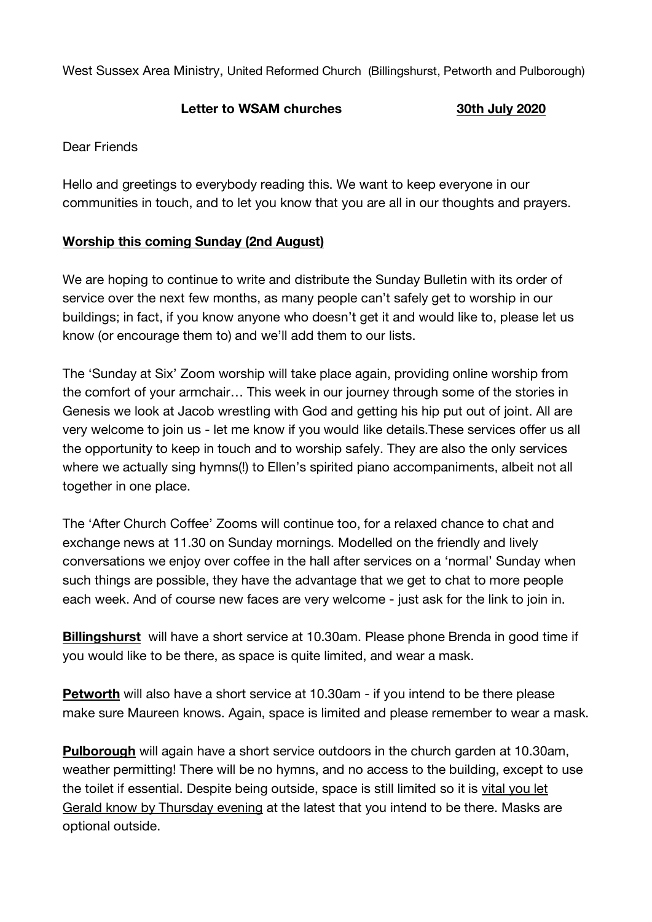West Sussex Area Ministry, United Reformed Church (Billingshurst, Petworth and Pulborough)

**Letter to WSAM churches** **30th July 2020**

Dear Friends

Hello and greetings to everybody reading this. We want to keep everyone in our communities in touch, and to let you know that you are all in our thoughts and prayers.

**Worship this coming Sunday (2nd August)**

We are hoping to continue to write and distribute the Sunday Bulletin with its order of service over the next few months, as many people can't safely get to worship in our buildings; in fact, if you know anyone who doesn't get it and would like to, please let us know (or encourage them to) and we'll add them to our lists.

The 'Sunday at Six' Zoom worship will take place again, providing online worship from the comfort of your armchair… This week in our journey through some of the stories in Genesis we look at Jacob wrestling with God and getting his hip put out of joint. All are very welcome to join us - let me know if you would like details.These services offer us all the opportunity to keep in touch and to worship safely. They are also the only services where we actually sing hymns(!) to Ellen's spirited piano accompaniments, albeit not all together in one place.

The 'After Church Coffee' Zooms will continue too, for a relaxed chance to chat and exchange news at 11.30 on Sunday mornings. Modelled on the friendly and lively conversations we enjoy over coffee in the hall after services on a 'normal' Sunday when such things are possible, they have the advantage that we get to chat to more people each week. And of course new faces are very welcome - just ask for the link to join in.

**Billingshurst** will have a short service at 10.30am. Please phone Brenda in good time if you would like to be there, as space is quite limited, and wear a mask.

**Petworth** will also have a short service at 10.30am - if you intend to be there please make sure Maureen knows. Again, space is limited and please remember to wear a mask.

**Pulborough** will again have a short service outdoors in the church garden at 10.30am, weather permitting! There will be no hymns, and no access to the building, except to use the toilet if essential. Despite being outside, space is still limited so it is vital you let Gerald know by Thursday evening at the latest that you intend to be there. Masks are optional outside.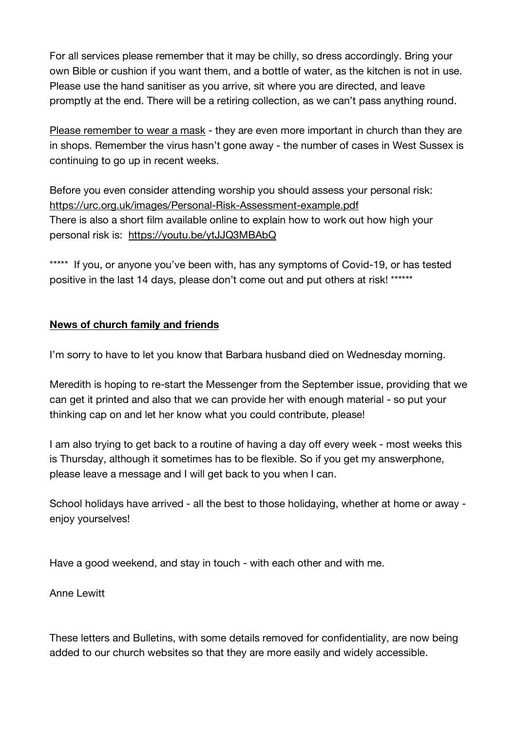For all services please remember that it may be chilly, so dress accordingly. Bring your own Bible or cushion if you want them, and a bottle of water, as the kitchen is not in use. Please use the hand sanitiser as you arrive, sit where you are directed, and leave promptly at the end. There will be a retiring collection, as we can't pass anything round.

Please remember to wear a mask - they are even more important in church than they are in shops. Remember the virus hasn't gone away - the number of cases in West Sussex is continuing to go up in recent weeks.

Before you even consider attending worship you should assess your personal risk: https://urc.org.uk/images/Personal-Risk-Assessment-example.pdf
There is also a short film available online to explain how to work out how high your personal risk is: https://youtu.be/ytJJQ3MBAbQ

***** If you, or anyone you've been with, has any symptoms of Covid-19, or has tested positive in the last 14 days, please don't come out and put others at risk! ******

## News of church family and friends

I'm sorry to have to let you know that Barbara husband died on Wednesday morning.

Meredith is hoping to re-start the Messenger from the September issue, providing that we can get it printed and also that we can provide her with enough material - so put your thinking cap on and let her know what you could contribute, please!

I am also trying to get back to a routine of having a day off every week - most weeks this is Thursday, although it sometimes has to be flexible. So if you get my answerphone, please leave a message and I will get back to you when I can.

School holidays have arrived - all the best to those holidaying, whether at home or away - enjoy yourselves!

Have a good weekend, and stay in touch - with each other and with me.

Anne Lewitt

These letters and Bulletins, with some details removed for confidentiality, are now being added to our church websites so that they are more easily and widely accessible.